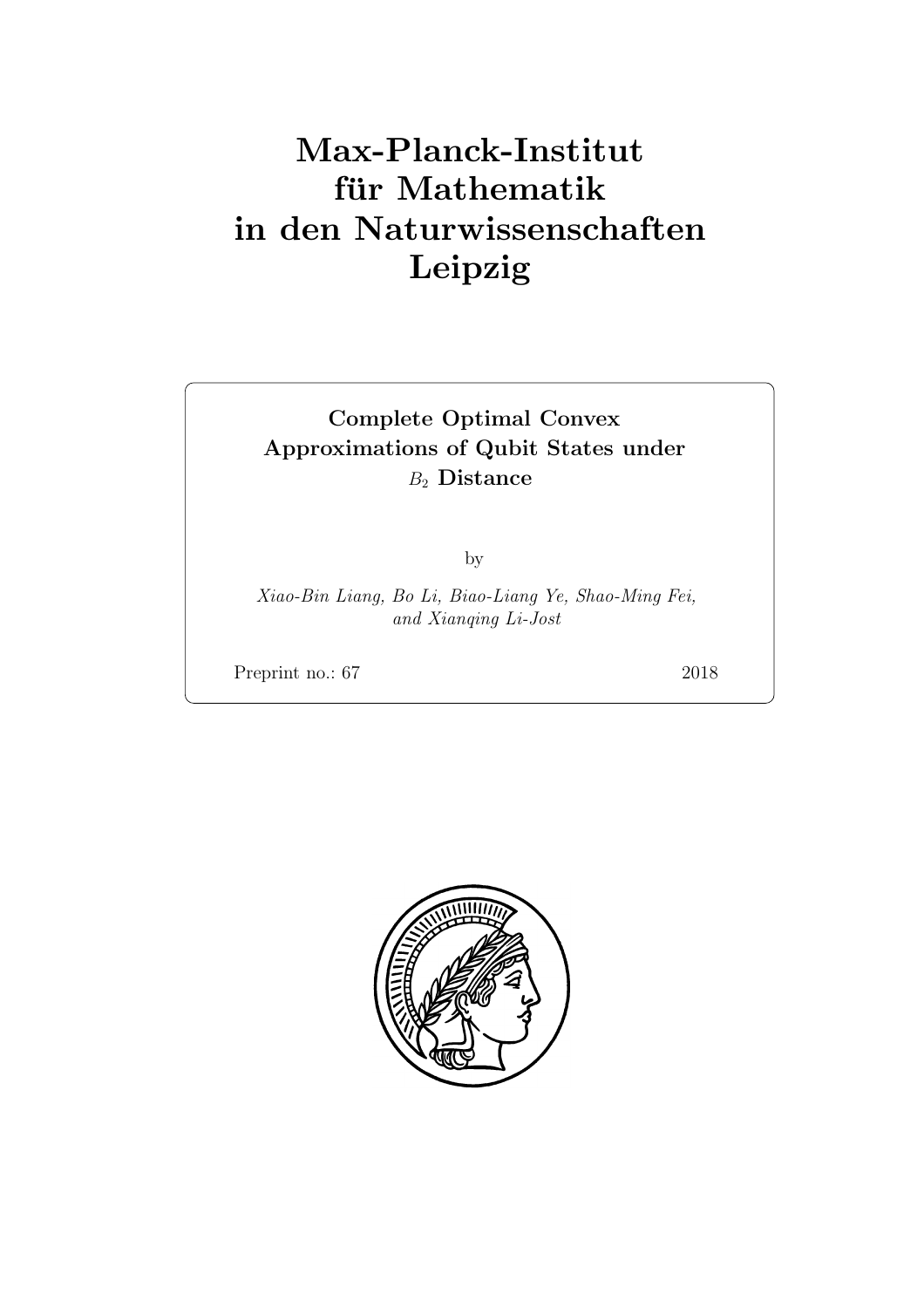# Max-Planck-Institut für Mathematik in den Naturwissenschaften Leipzig

**Complete Optimal Convex Approximations of Qubit States under $B_2$ Distance**

by

*Xiao-Bin Liang, Bo Li, Biao-Liang Ye, Shao-Ming Fei, and Xianqing Li-Jost*

Preprint no.: 67 2018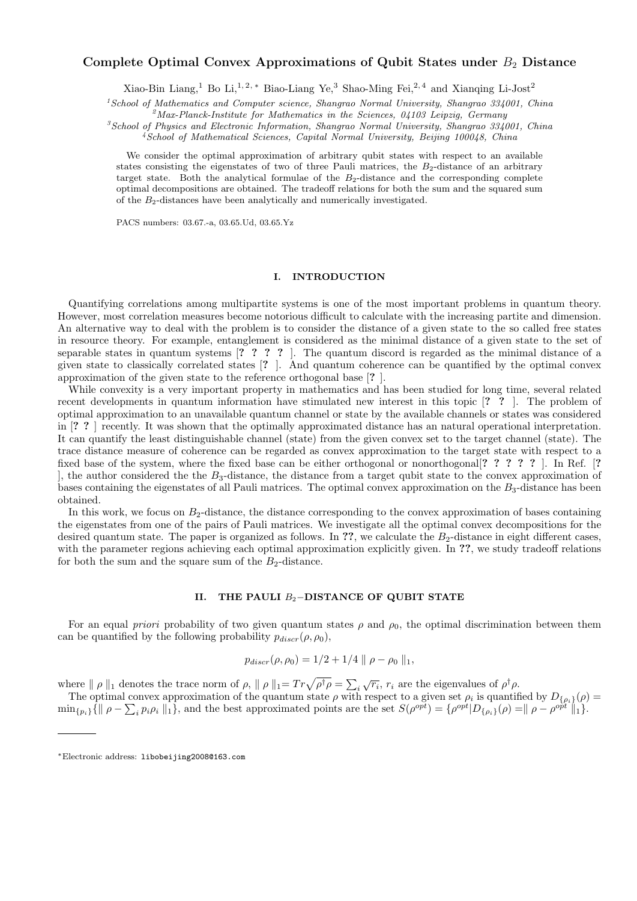# Complete Optimal Convex Approximations of Qubit States under $B_2$ Distance

Xiao-Bin Liang,[1] Bo Li,[1,2,*] Biao-Liang Ye,[3] Shao-Ming Fei,[2,4] and Xianqing Li-Jost[2]

[1] *School of Mathematics and Computer science, Shangrao Normal University, Shangrao 334001, China*
[2] *Max-Planck-Institute for Mathematics in the Sciences, 04103 Leipzig, Germany*
[3] *School of Physics and Electronic Information, Shangrao Normal University, Shangrao 334001, China*
[4] *School of Mathematical Sciences, Capital Normal University, Beijing 100048, China*

We consider the optimal approximation of arbitrary qubit states with respect to an available states consisting the eigenstates of two of three Pauli matrices, the $B_2$-distance of an arbitrary target state. Both the analytical formulae of the $B_2$-distance and the corresponding complete optimal decompositions are obtained. The tradeoff relations for both the sum and the squared sum of the $B_2$-distances have been analytically and numerically investigated.

PACS numbers: 03.67.-a, 03.65.Ud, 03.65.Yz

## I. INTRODUCTION

Quantifying correlations among multipartite systems is one of the most important problems in quantum theory. However, most correlation measures become notorious difficult to calculate with the increasing partite and dimension. An alternative way to deal with the problem is to consider the distance of a given state to the so called free states in resource theory. For example, entanglement is considered as the minimal distance of a given state to the set of separable states in quantum systems [? ? ? ? ]. The quantum discord is regarded as the minimal distance of a given state to classically correlated states [? ]. And quantum coherence can be quantified by the optimal convex approximation of the given state to the reference orthogonal base [? ].

While convexity is a very important property in mathematics and has been studied for long time, several related recent developments in quantum information have stimulated new interest in this topic [? ? ]. The problem of optimal approximation to an unavailable quantum channel or state by the available channels or states was considered in [? ? ] recently. It was shown that the optimally approximated distance has an natural operational interpretation. It can quantify the least distinguishable channel (state) from the given convex set to the target channel (state). The trace distance measure of coherence can be regarded as convex approximation to the target state with respect to a fixed base of the system, where the fixed base can be either orthogonal or nonorthogonal[? ? ? ? ? ]. In Ref. [? ], the author considered the the $B_3$-distance, the distance from a target qubit state to the convex approximation of bases containing the eigenstates of all Pauli matrices. The optimal convex approximation on the $B_3$-distance has been obtained.

In this work, we focus on $B_2$-distance, the distance corresponding to the convex approximation of bases containing the eigenstates from one of the pairs of Pauli matrices. We investigate all the optimal convex decompositions for the desired quantum state. The paper is organized as follows. In ??, we calculate the $B_2$-distance in eight different cases, with the parameter regions achieving each optimal approximation explicitly given. In ??, we study tradeoff relations for both the sum and the square sum of the $B_2$-distance.

## II. THE PAULI $B_2-$DISTANCE OF QUBIT STATE

For an equal *priori* probability of two given quantum states $\rho$ and $\rho_0$, the optimal discrimination between them can be quantified by the following probability $p_{discr}(\rho, \rho_0)$,

$$p_{discr}(\rho, \rho_0) = 1/2 + 1/4 \parallel \rho - \rho_0 \parallel_1,$$

where $\parallel \rho \parallel_1$ denotes the trace norm of $\rho$, $\parallel \rho \parallel_1 = Tr\sqrt{\rho^\dagger \rho} = \sum_i \sqrt{r_i}$, $r_i$ are the eigenvalues of $\rho^\dagger \rho$.

The optimal convex approximation of the quantum state $\rho$ with respect to a given set $\rho_i$ is quantified by $D_{\{\rho_i\}}(\rho) = \min_{\{p_i\}}\{\parallel \rho - \sum_i p_i \rho_i \parallel_1\}$, and the best approximated points are the set $S(\rho^{opt}) = \{\rho^{opt} | D_{\{\rho_i\}}(\rho) = \parallel \rho - \rho^{opt} \parallel_1\}$.

*Electronic address: libobeijing2008@163.com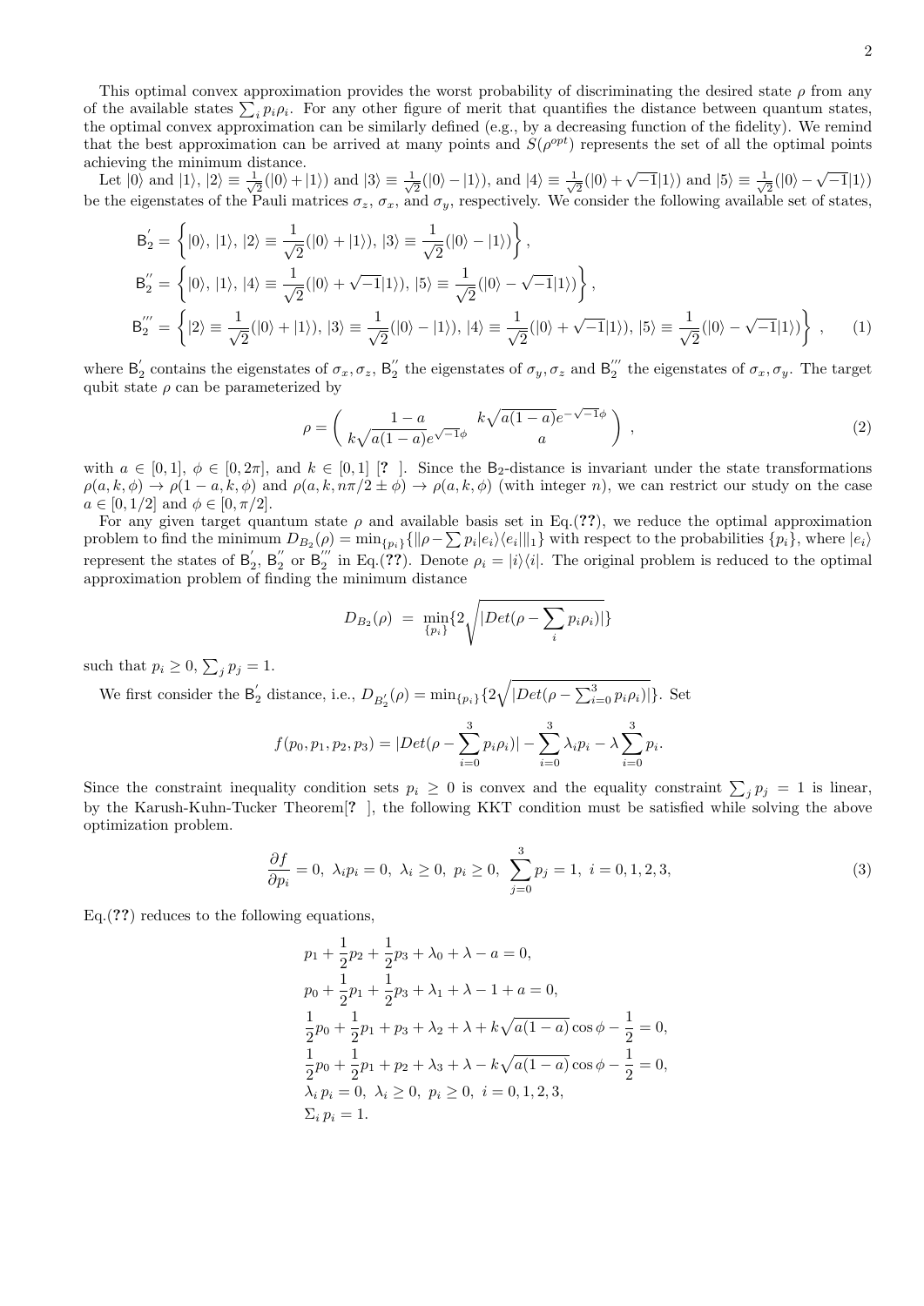This optimal convex approximation provides the worst probability of discriminating the desired state $\rho$ from any of the available states $\sum_i p_i\rho_i$. For any other figure of merit that quantifies the distance between quantum states, the optimal convex approximation can be similarly defined (e.g., by a decreasing function of the fidelity). We remind that the best approximation can be arrived at many points and $S(\rho^{opt})$ represents the set of all the optimal points achieving the minimum distance.

Let $|0\rangle$ and $|1\rangle$, $|2\rangle \equiv \frac{1}{\sqrt{2}}(|0\rangle + |1\rangle)$ and $|3\rangle \equiv \frac{1}{\sqrt{2}}(|0\rangle - |1\rangle)$, and $|4\rangle \equiv \frac{1}{\sqrt{2}}(|0\rangle + \sqrt{-1}|1\rangle)$ and $|5\rangle \equiv \frac{1}{\sqrt{2}}(|0\rangle - \sqrt{-1}|1\rangle)$ be the eigenstates of the Pauli matrices $\sigma_z$, $\sigma_x$, and $\sigma_y$, respectively. We consider the following available set of states,

$$
\begin{aligned}
\mathsf{B}_2^{'} &= \left\{|0\rangle,\, |1\rangle,\, |2\rangle \equiv \frac{1}{\sqrt{2}}(|0\rangle + |1\rangle),\, |3\rangle \equiv \frac{1}{\sqrt{2}}(|0\rangle - |1\rangle)\right\}, \\
\mathsf{B}_2^{''} &= \left\{|0\rangle,\, |1\rangle,\, |4\rangle \equiv \frac{1}{\sqrt{2}}(|0\rangle + \sqrt{-1}|1\rangle),\, |5\rangle \equiv \frac{1}{\sqrt{2}}(|0\rangle - \sqrt{-1}|1\rangle)\right\}, \\
\mathsf{B}_2^{'''} &= \left\{|2\rangle \equiv \frac{1}{\sqrt{2}}(|0\rangle + |1\rangle),\, |3\rangle \equiv \frac{1}{\sqrt{2}}(|0\rangle - |1\rangle),\, |4\rangle \equiv \frac{1}{\sqrt{2}}(|0\rangle + \sqrt{-1}|1\rangle),\, |5\rangle \equiv \frac{1}{\sqrt{2}}(|0\rangle - \sqrt{-1}|1\rangle)\right\}, \qquad (1)
\end{aligned}
$$

where $\mathsf{B}_2^{'}$ contains the eigenstates of $\sigma_x, \sigma_z$, $\mathsf{B}_2^{''}$ the eigenstates of $\sigma_y, \sigma_z$ and $\mathsf{B}_2^{'''}$ the eigenstates of $\sigma_x, \sigma_y$. The target qubit state $\rho$ can be parameterized by

$$
\rho = \begin{pmatrix} 1-a & k\sqrt{a(1-a)}e^{-\sqrt{-1}\phi} \\ k\sqrt{a(1-a)}e^{\sqrt{-1}\phi} & a \end{pmatrix}, \qquad (2)
$$

with $a \in [0,1]$, $\phi \in [0, 2\pi]$, and $k \in [0,1]$ [? ]. Since the $\mathsf{B}_2$-distance is invariant under the state transformations $\rho(a,k,\phi) \to \rho(1-a,k,\phi)$ and $\rho(a,k,n\pi/2 \pm \phi) \to \rho(a,k,\phi)$ (with integer $n$), we can restrict our study on the case $a \in [0, 1/2]$ and $\phi \in [0, \pi/2]$.

For any given target quantum state $\rho$ and available basis set in Eq.(??), we reduce the optimal approximation problem to find the minimum $D_{B_2}(\rho) = \min_{\{p_i\}}\{\|\rho - \sum p_i|e_i\rangle\langle e_i|\|_1\}$ with respect to the probabilities $\{p_i\}$, where $|e_i\rangle$ represent the states of $\mathsf{B}_2^{'}$, $\mathsf{B}_2^{''}$ or $\mathsf{B}_2^{'''}$ in Eq.(??). Denote $\rho_i = |i\rangle\langle i|$. The original problem is reduced to the optimal approximation problem of finding the minimum distance

$$
D_{B_2}(\rho) \;=\; \min_{\{p_i\}}\{2\sqrt{|Det(\rho - \sum_i p_i\rho_i)|}\}
$$

such that $p_i \geq 0$, $\sum_j p_j = 1$.

We first consider the $\mathsf{B}_2^{'}$ distance, i.e., $D_{B_2^{'}}(\rho) = \min_{\{p_i\}}\{2\sqrt{|Det(\rho - \sum_{i=0}^{3} p_i\rho_i)|}\}$. Set

$$
f(p_0, p_1, p_2, p_3) = |Det(\rho - \sum_{i=0}^{3} p_i\rho_i)| - \sum_{i=0}^{3}\lambda_i p_i - \lambda\sum_{i=0}^{3} p_i.
$$

Since the constraint inequality condition sets $p_i \geq 0$ is convex and the equality constraint $\sum_j p_j = 1$ is linear, by the Karush-Kuhn-Tucker Theorem[? ], the following KKT condition must be satisfied while solving the above optimization problem.

$$
\frac{\partial f}{\partial p_i} = 0,\ \lambda_i p_i = 0,\ \lambda_i \geq 0,\ p_i \geq 0,\ \sum_{j=0}^{3} p_j = 1,\ i = 0,1,2,3, \qquad (3)
$$

Eq.(??) reduces to the following equations,

$$
\begin{aligned}
& p_1 + \frac{1}{2}p_2 + \frac{1}{2}p_3 + \lambda_0 + \lambda - a = 0, \\
& p_0 + \frac{1}{2}p_1 + \frac{1}{2}p_3 + \lambda_1 + \lambda - 1 + a = 0, \\
& \frac{1}{2}p_0 + \frac{1}{2}p_1 + p_3 + \lambda_2 + \lambda + k\sqrt{a(1-a)}\cos\phi - \frac{1}{2} = 0, \\
& \frac{1}{2}p_0 + \frac{1}{2}p_1 + p_2 + \lambda_3 + \lambda - k\sqrt{a(1-a)}\cos\phi - \frac{1}{2} = 0, \\
& \lambda_i\, p_i = 0,\ \lambda_i \geq 0,\ p_i \geq 0,\ i = 0,1,2,3, \\
& \Sigma_i\, p_i = 1.
\end{aligned}
$$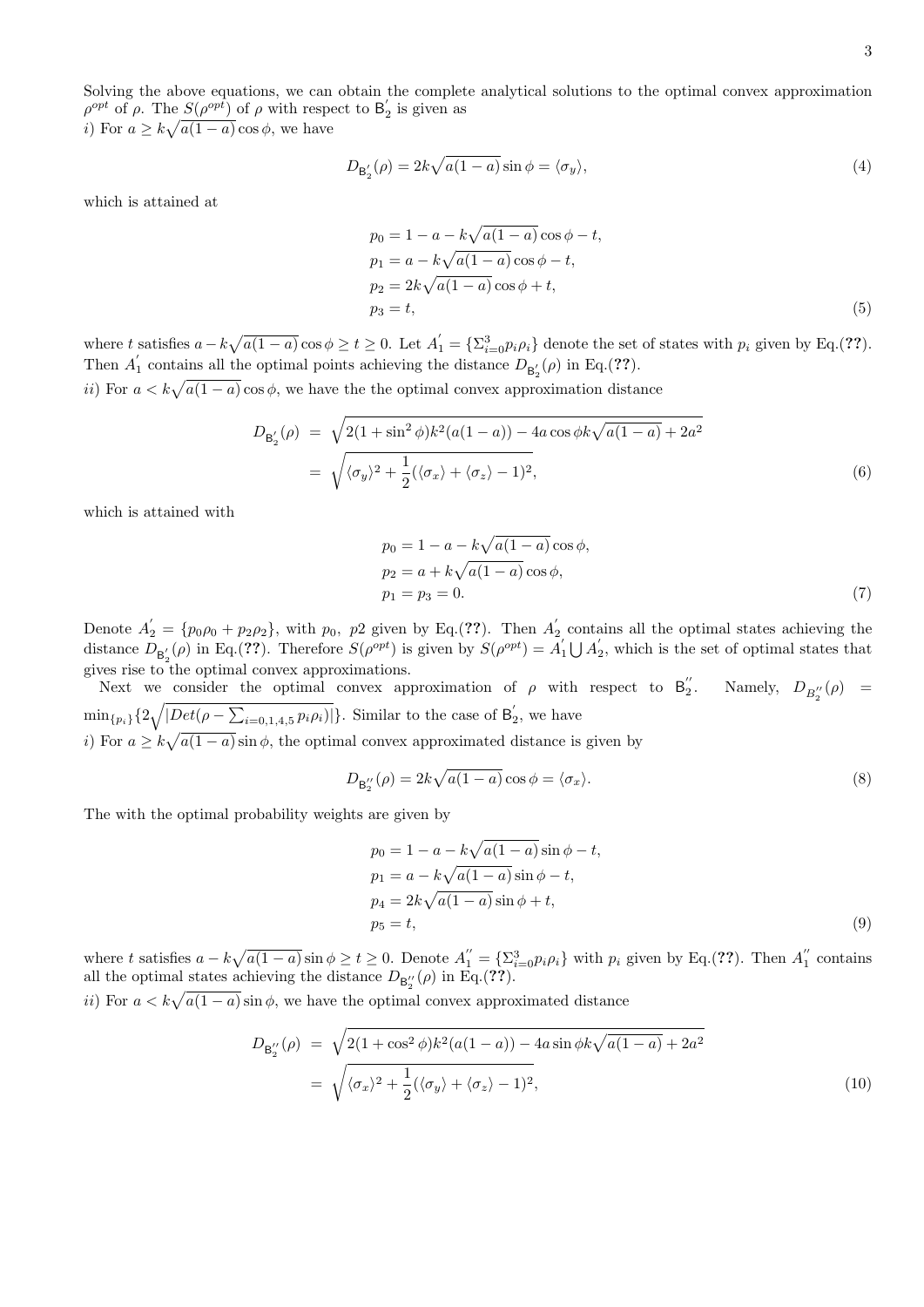Solving the above equations, we can obtain the complete analytical solutions to the optimal convex approximation $\rho^{opt}$ of $\rho$. The $S(\rho^{opt})$ of $\rho$ with respect to $\mathsf{B}_2^{'}$ is given as

*i)* For $a \geq k\sqrt{a(1-a)}\cos\phi$, we have

$$D_{\mathsf{B}_2^{'}}(\rho) = 2k\sqrt{a(1-a)}\sin\phi = \langle\sigma_y\rangle, \tag{4}$$

which is attained at

$$\begin{aligned}
p_0 &= 1-a-k\sqrt{a(1-a)}\cos\phi - t, \\
p_1 &= a-k\sqrt{a(1-a)}\cos\phi - t, \\
p_2 &= 2k\sqrt{a(1-a)}\cos\phi + t, \\
p_3 &= t,
\end{aligned} \tag{5}$$

where $t$ satisfies $a-k\sqrt{a(1-a)}\cos\phi \geq t \geq 0$. Let $A_1^{'} = \{\Sigma_{i=0}^{3}p_i\rho_i\}$ denote the set of states with $p_i$ given by Eq.(**??**). Then $A_1^{'}$ contains all the optimal points achieving the distance $D_{\mathsf{B}_2^{'}}(\rho)$ in Eq.(**??**).

*ii)* For $a < k\sqrt{a(1-a)}\cos\phi$, we have the the optimal convex approximation distance

$$\begin{aligned}
D_{\mathsf{B}_2^{'}}(\rho) &= \sqrt{2(1+\sin^2\phi)k^2(a(1-a)) - 4a\cos\phi k\sqrt{a(1-a)} + 2a^2} \\
&= \sqrt{\langle\sigma_y\rangle^2 + \frac{1}{2}(\langle\sigma_x\rangle + \langle\sigma_z\rangle - 1)^2},
\end{aligned} \tag{6}$$

which is attained with

$$\begin{aligned}
p_0 &= 1-a-k\sqrt{a(1-a)}\cos\phi, \\
p_2 &= a+k\sqrt{a(1-a)}\cos\phi, \\
p_1 &= p_3 = 0.
\end{aligned} \tag{7}$$

Denote $A_2^{'} = \{p_0\rho_0 + p_2\rho_2\}$, with $p_0$, $p2$ given by Eq.(**??**). Then $A_2^{'}$ contains all the optimal states achieving the distance $D_{\mathsf{B}_2^{'}}(\rho)$ in Eq.(**??**). Therefore $S(\rho^{opt})$ is given by $S(\rho^{opt}) = A_1^{'} \bigcup A_2^{'}$, which is the set of optimal states that gives rise to the optimal convex approximations.

Next we consider the optimal convex approximation of $\rho$ with respect to $\mathsf{B}_2^{''}$. Namely, $D_{B_2^{''}}(\rho) = \min_{\{p_i\}}\{2\sqrt{|Det(\rho - \sum_{i=0,1,4,5}p_i\rho_i)|}\}$. Similar to the case of $\mathsf{B}_2^{'}$, we have

*i)* For $a \geq k\sqrt{a(1-a)}\sin\phi$, the optimal convex approximated distance is given by

$$D_{\mathsf{B}_2^{''}}(\rho) = 2k\sqrt{a(1-a)}\cos\phi = \langle\sigma_x\rangle. \tag{8}$$

The with the optimal probability weights are given by

$$\begin{aligned}
p_0 &= 1-a-k\sqrt{a(1-a)}\sin\phi - t, \\
p_1 &= a-k\sqrt{a(1-a)}\sin\phi - t, \\
p_4 &= 2k\sqrt{a(1-a)}\sin\phi + t, \\
p_5 &= t,
\end{aligned} \tag{9}$$

where $t$ satisfies $a-k\sqrt{a(1-a)}\sin\phi \geq t \geq 0$. Denote $A_1^{''} = \{\Sigma_{i=0}^{3}p_i\rho_i\}$ with $p_i$ given by Eq.(**??**). Then $A_1^{''}$ contains all the optimal states achieving the distance $D_{\mathsf{B}_2^{''}}(\rho)$ in Eq.(**??**).

*ii)* For $a < k\sqrt{a(1-a)}\sin\phi$, we have the optimal convex approximated distance

$$\begin{aligned}
D_{\mathsf{B}_2^{''}}(\rho) &= \sqrt{2(1+\cos^2\phi)k^2(a(1-a)) - 4a\sin\phi k\sqrt{a(1-a)} + 2a^2} \\
&= \sqrt{\langle\sigma_x\rangle^2 + \frac{1}{2}(\langle\sigma_y\rangle + \langle\sigma_z\rangle - 1)^2},
\end{aligned} \tag{10}$$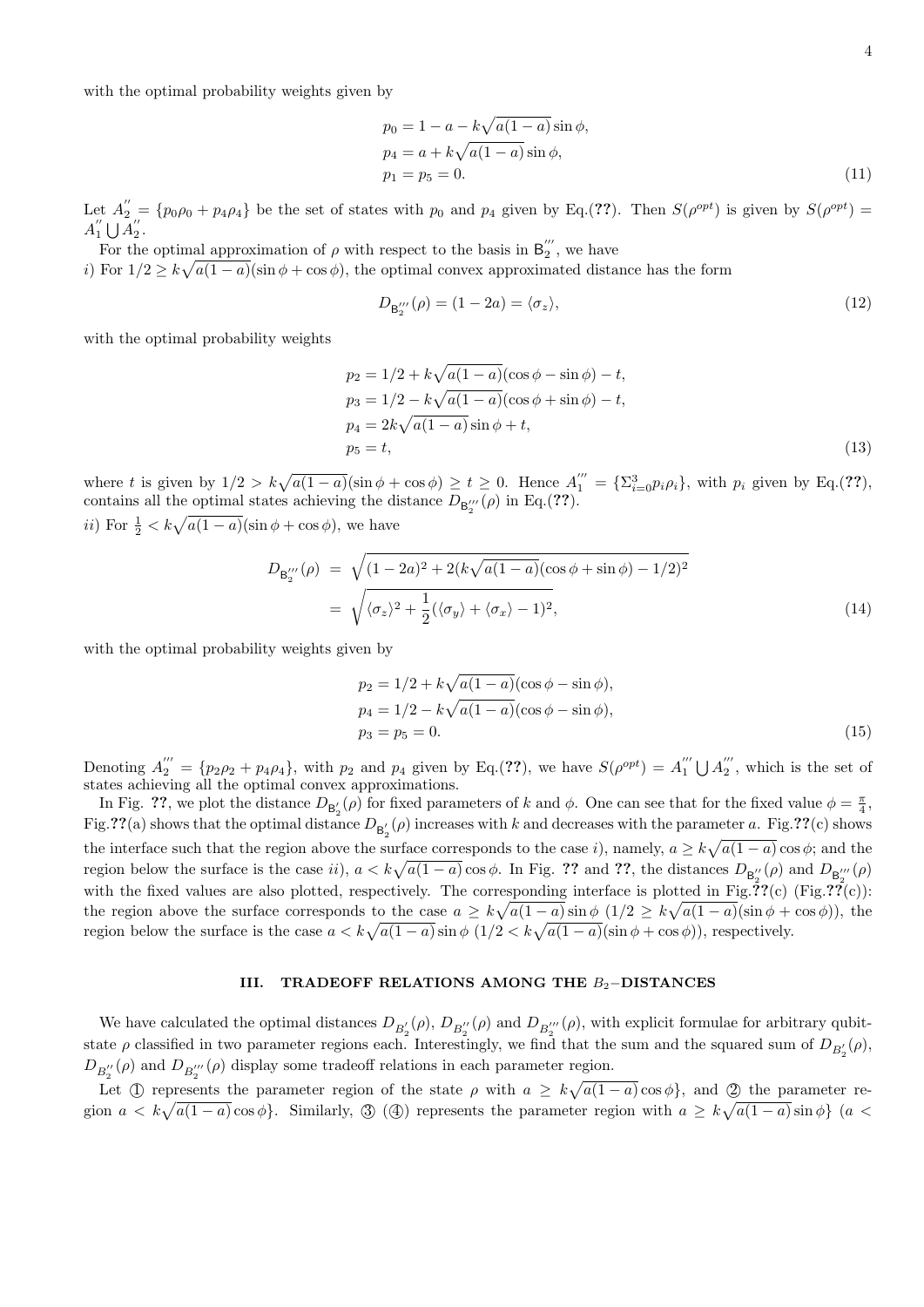with the optimal probability weights given by

$$
\begin{aligned}
p_0 &= 1 - a - k\sqrt{a(1-a)}\sin\phi, \\
p_4 &= a + k\sqrt{a(1-a)}\sin\phi, \\
p_1 &= p_5 = 0.
\end{aligned}
\tag{11}
$$

Let $A_2^{''} = \{p_0\rho_0 + p_4\rho_4\}$ be the set of states with $p_0$ and $p_4$ given by Eq.(**??**). Then $S(\rho^{opt})$ is given by $S(\rho^{opt}) = A_1^{''} \bigcup A_2^{''}$.

For the optimal approximation of $\rho$ with respect to the basis in $\mathsf{B}_2^{'''}$, we have

*i)* For $1/2 \geq k\sqrt{a(1-a)}(\sin\phi + \cos\phi)$, the optimal convex approximated distance has the form

$$
D_{\mathsf{B}_2^{'''}}(\rho) = (1-2a) = \langle\sigma_z\rangle,
\tag{12}
$$

with the optimal probability weights

$$
\begin{aligned}
p_2 &= 1/2 + k\sqrt{a(1-a)}(\cos\phi - \sin\phi) - t, \\
p_3 &= 1/2 - k\sqrt{a(1-a)}(\cos\phi + \sin\phi) - t, \\
p_4 &= 2k\sqrt{a(1-a)}\sin\phi + t, \\
p_5 &= t,
\end{aligned}
\tag{13}
$$

where $t$ is given by $1/2 > k\sqrt{a(1-a)}(\sin\phi + \cos\phi) \geq t \geq 0$. Hence $A_1^{'''} = \{\Sigma_{i=0}^3 p_i\rho_i\}$, with $p_i$ given by Eq.(**??**), contains all the optimal states achieving the distance $D_{\mathsf{B}_2^{'''}}(\rho)$ in Eq.(**??**).

*ii)* For $\frac{1}{2} < k\sqrt{a(1-a)}(\sin\phi + \cos\phi)$, we have

$$
\begin{aligned}
D_{\mathsf{B}_2^{'''}}(\rho) &= \sqrt{(1-2a)^2 + 2(k\sqrt{a(1-a)}(\cos\phi + \sin\phi) - 1/2)^2} \\
&= \sqrt{\langle\sigma_z\rangle^2 + \frac{1}{2}(\langle\sigma_y\rangle + \langle\sigma_x\rangle - 1)^2},
\end{aligned}
\tag{14}
$$

with the optimal probability weights given by

$$
\begin{aligned}
p_2 &= 1/2 + k\sqrt{a(1-a)}(\cos\phi - \sin\phi), \\
p_4 &= 1/2 - k\sqrt{a(1-a)}(\cos\phi - \sin\phi), \\
p_3 &= p_5 = 0.
\end{aligned}
\tag{15}
$$

Denoting $A_2^{'''} = \{p_2\rho_2 + p_4\rho_4\}$, with $p_2$ and $p_4$ given by Eq.(**??**), we have $S(\rho^{opt}) = A_1^{'''} \bigcup A_2^{'''}$, which is the set of states achieving all the optimal convex approximations.

In Fig. **??**, we plot the distance $D_{\mathsf{B}_2^{'}}(\rho)$ for fixed parameters of $k$ and $\phi$. One can see that for the fixed value $\phi = \frac{\pi}{4}$, Fig.**??**(a) shows that the optimal distance $D_{\mathsf{B}_2^{'}}(\rho)$ increases with $k$ and decreases with the parameter $a$. Fig.**??**(c) shows the interface such that the region above the surface corresponds to the case *i*), namely, $a \geq k\sqrt{a(1-a)}\cos\phi$; and the region below the surface is the case *ii*), $a < k\sqrt{a(1-a)}\cos\phi$. In Fig. **??** and **??**, the distances $D_{\mathsf{B}_2^{''}}(\rho)$ and $D_{\mathsf{B}_2^{'''}}(\rho)$ with the fixed values are also plotted, respectively. The corresponding interface is plotted in Fig.**??**(c) (Fig.**??**(c)): the region above the surface corresponds to the case $a \geq k\sqrt{a(1-a)}\sin\phi$ $(1/2 \geq k\sqrt{a(1-a)}(\sin\phi + \cos\phi))$, the region below the surface is the case $a < k\sqrt{a(1-a)}\sin\phi$ $(1/2 < k\sqrt{a(1-a)}(\sin\phi + \cos\phi))$, respectively.

## III. TRADEOFF RELATIONS AMONG THE $B_2$−DISTANCES

We have calculated the optimal distances $D_{B_2^{'}}(\rho)$, $D_{B_2^{''}}(\rho)$ and $D_{B_2^{'''}}(\rho)$, with explicit formulae for arbitrary qubit-state $\rho$ classified in two parameter regions each. Interestingly, we find that the sum and the squared sum of $D_{B_2^{'}}(\rho)$, $D_{B_2^{''}}(\rho)$ and $D_{B_2^{'''}}(\rho)$ display some tradeoff relations in each parameter region.

Let ① represents the parameter region of the state $\rho$ with $a \geq k\sqrt{a(1-a)}\cos\phi\}$, and ② the parameter region $a < k\sqrt{a(1-a)}\cos\phi\}$. Similarly, ③ (④) represents the parameter region with $a \geq k\sqrt{a(1-a)}\sin\phi\}$ $(a <$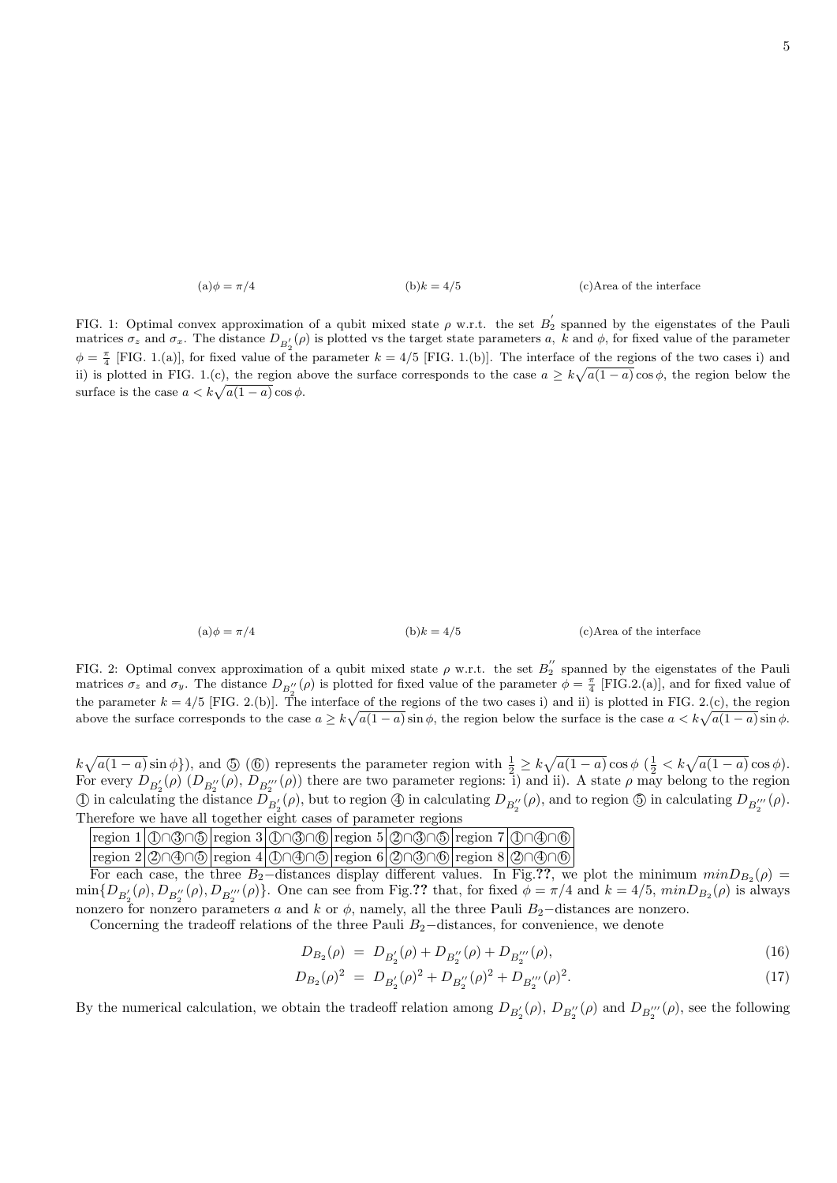(a)$\phi = \pi/4$ (b)$k = 4/5$ (c)Area of the interface

FIG. 1: Optimal convex approximation of a qubit mixed state $\rho$ w.r.t. the set $B_2^{'}$ spanned by the eigenstates of the Pauli matrices $\sigma_z$ and $\sigma_x$. The distance $D_{B_2^{'}}(\rho)$ is plotted vs the target state parameters $a$, $k$ and $\phi$, for fixed value of the parameter $\phi = \frac{\pi}{4}$ [FIG. 1.(a)], for fixed value of the parameter $k = 4/5$ [FIG. 1.(b)]. The interface of the regions of the two cases i) and ii) is plotted in FIG. 1.(c), the region above the surface corresponds to the case $a \geq k\sqrt{a(1-a)}\cos\phi$, the region below the surface is the case $a < k\sqrt{a(1-a)}\cos\phi$.

(a)$\phi = \pi/4$ (b)$k = 4/5$ (c)Area of the interface

FIG. 2: Optimal convex approximation of a qubit mixed state $\rho$ w.r.t. the set $B_2^{''}$ spanned by the eigenstates of the Pauli matrices $\sigma_z$ and $\sigma_y$. The distance $D_{B_2^{''}}(\rho)$ is plotted for fixed value of the parameter $\phi = \frac{\pi}{4}$ [FIG.2.(a)], and for fixed value of the parameter $k = 4/5$ [FIG. 2.(b)]. The interface of the regions of the two cases i) and ii) is plotted in FIG. 2.(c), the region above the surface corresponds to the case $a \geq k\sqrt{a(1-a)}\sin\phi$, the region below the surface is the case $a < k\sqrt{a(1-a)}\sin\phi$.

$k\sqrt{a(1-a)}\sin\phi\}$), and ⑤ (⑥) represents the parameter region with $\frac{1}{2} \geq k\sqrt{a(1-a)}\cos\phi$ ($\frac{1}{2} < k\sqrt{a(1-a)}\cos\phi$). For every $D_{B_2^{'}}(\rho)$ ($D_{B_2^{''}}(\rho)$, $D_{B_2^{'''}}(\rho)$) there are two parameter regions: i) and ii). A state $\rho$ may belong to the region ① in calculating the distance $D_{B_2^{'}}(\rho)$, but to region ④ in calculating $D_{B_2^{''}}(\rho)$, and to region ⑤ in calculating $D_{B_2^{'''}}(\rho)$. Therefore we have all together eight cases of parameter regions

| region 1 | ①∩③∩⑤ | region 3 | ①∩③∩⑥ | region 5 | ②∩③∩⑤ | region 7 | ①∩④∩⑥ |
|---|---|---|---|---|---|---|---|
| region 2 | ②∩④∩⑤ | region 4 | ①∩④∩⑤ | region 6 | ②∩③∩⑥ | region 8 | ②∩④∩⑥ |

For each case, the three $B_2-$distances display different values. In Fig.??, we plot the minimum $minD_{B_2}(\rho) = \min\{D_{B_2^{'}}(\rho), D_{B_2^{''}}(\rho), D_{B_2^{'''}}(\rho)\}$. One can see from Fig.?? that, for fixed $\phi = \pi/4$ and $k = 4/5$, $minD_{B_2}(\rho)$ is always nonzero for nonzero parameters $a$ and $k$ or $\phi$, namely, all the three Pauli $B_2-$distances are nonzero.

Concerning the tradeoff relations of the three Pauli $B_2-$distances, for convenience, we denote

$$D_{B_2}(\rho) = D_{B_2^{'}}(\rho) + D_{B_2^{''}}(\rho) + D_{B_2^{'''}}(\rho), \tag{16}$$

$$D_{B_2}(\rho)^2 = D_{B_2^{'}}(\rho)^2 + D_{B_2^{''}}(\rho)^2 + D_{B_2^{'''}}(\rho)^2. \tag{17}$$

By the numerical calculation, we obtain the tradeoff relation among $D_{B_2^{'}}(\rho)$, $D_{B_2^{''}}(\rho)$ and $D_{B_2^{'''}}(\rho)$, see the following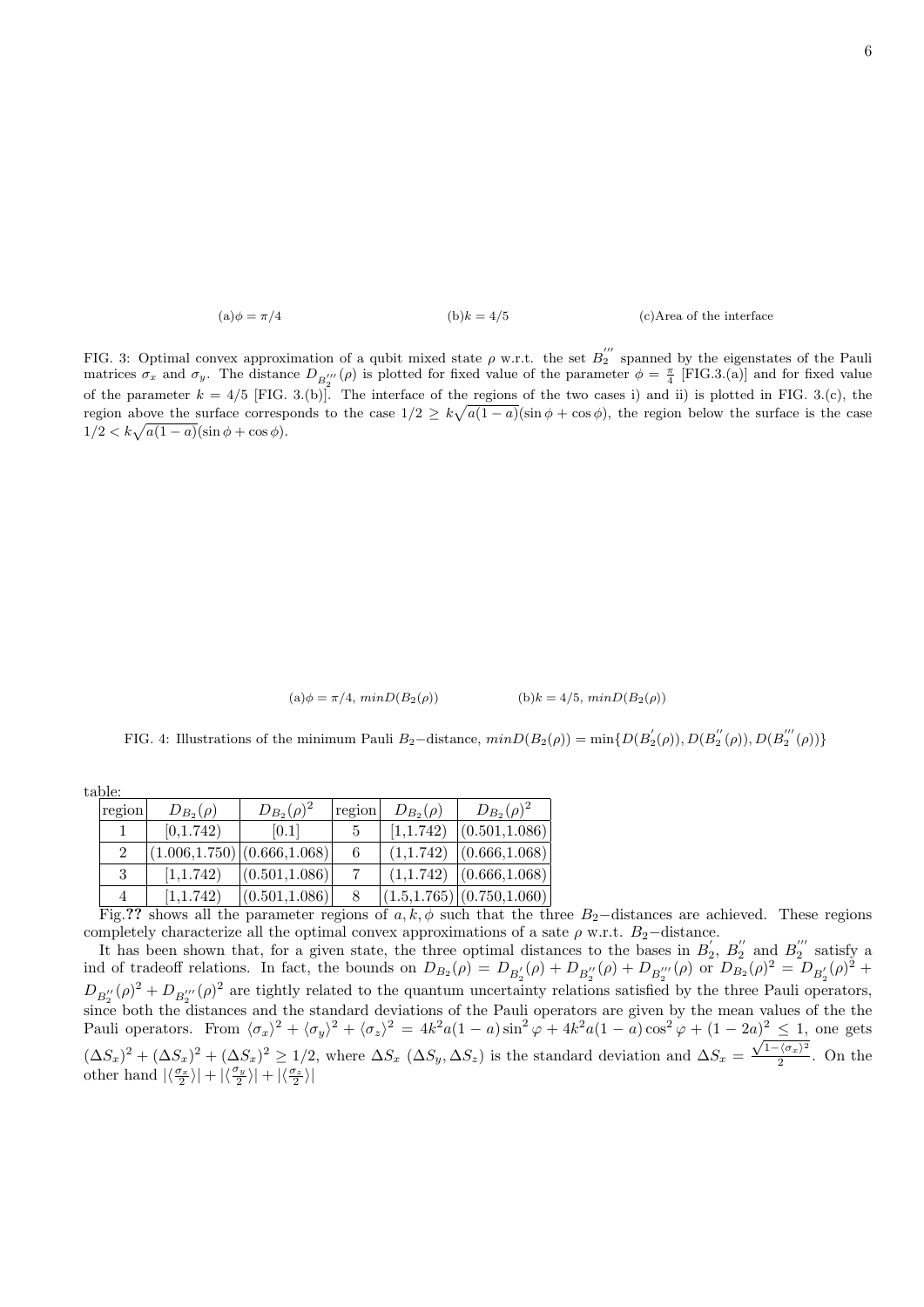(a) $\phi = \pi/4$ (b) $k = 4/5$ (c) Area of the interface

FIG. 3: Optimal convex approximation of a qubit mixed state $\rho$ w.r.t. the set $B_2^{'''}$ spanned by the eigenstates of the Pauli matrices $\sigma_x$ and $\sigma_y$. The distance $D_{B_2^{'''}}(\rho)$ is plotted for fixed value of the parameter $\phi = \frac{\pi}{4}$ [FIG.3.(a)] and for fixed value of the parameter $k = 4/5$ [FIG. 3.(b)]. The interface of the regions of the two cases i) and ii) is plotted in FIG. 3.(c), the region above the surface corresponds to the case $1/2 \geq k\sqrt{a(1-a)}(\sin\phi + \cos\phi)$, the region below the surface is the case $1/2 < k\sqrt{a(1-a)}(\sin\phi + \cos\phi)$.

(a) $\phi = \pi/4$, $minD(B_2(\rho))$ (b) $k = 4/5$, $minD(B_2(\rho))$

FIG. 4: Illustrations of the minimum Pauli $B_2-$distance, $minD(B_2(\rho)) = \min\{D(B_2^{'}(\rho)), D(B_2^{''}(\rho)), D(B_2^{'''}(\rho))\}$

table:

| region | $D_{B_2}(\rho)$ | $D_{B_2}(\rho)^2$ | region | $D_{B_2}(\rho)$ | $D_{B_2}(\rho)^2$ |
|---|---|---|---|---|---|
| 1 | [0,1.742) | [0.1] | 5 | [1,1.742) | (0.501,1.086) |
| 2 | (1.006,1.750) | (0.666,1.068) | 6 | (1,1.742) | (0.666,1.068) |
| 3 | [1,1.742) | (0.501,1.086) | 7 | (1,1.742) | (0.666,1.068) |
| 4 | [1,1.742) | (0.501,1.086) | 8 | (1.5,1.765) | (0.750,1.060) |

Fig.?? shows all the parameter regions of $a, k, \phi$ such that the three $B_2-$distances are achieved. These regions completely characterize all the optimal convex approximations of a sate $\rho$ w.r.t. $B_2-$distance.

It has been shown that, for a given state, the three optimal distances to the bases in $B_2^{'}$, $B_2^{''}$ and $B_2^{'''}$ satisfy a ind of tradeoff relations. In fact, the bounds on $D_{B_2}(\rho) = D_{B_2^{'}}(\rho) + D_{B_2^{''}}(\rho) + D_{B_2^{'''}}(\rho)$ or $D_{B_2}(\rho)^2 = D_{B_2^{'}}(\rho)^2 + D_{B_2^{''}}(\rho)^2 + D_{B_2^{'''}}(\rho)^2$ are tightly related to the quantum uncertainty relations satisfied by the three Pauli operators, since both the distances and the standard deviations of the Pauli operators are given by the mean values of the the Pauli operators. From $\langle\sigma_x\rangle^2 + \langle\sigma_y\rangle^2 + \langle\sigma_z\rangle^2 = 4k^2a(1-a)\sin^2\varphi + 4k^2a(1-a)\cos^2\varphi + (1-2a)^2 \leq 1$, one gets $(\Delta S_x)^2 + (\Delta S_x)^2 + (\Delta S_x)^2 \geq 1/2$, where $\Delta S_x$ $(\Delta S_y, \Delta S_z)$ is the standard deviation and $\Delta S_x = \frac{\sqrt{1-\langle\sigma_x\rangle^2}}{2}$. On the other hand $|\langle\frac{\sigma_x}{2}\rangle| + |\langle\frac{\sigma_y}{2}\rangle| + |\langle\frac{\sigma_z}{2}\rangle|$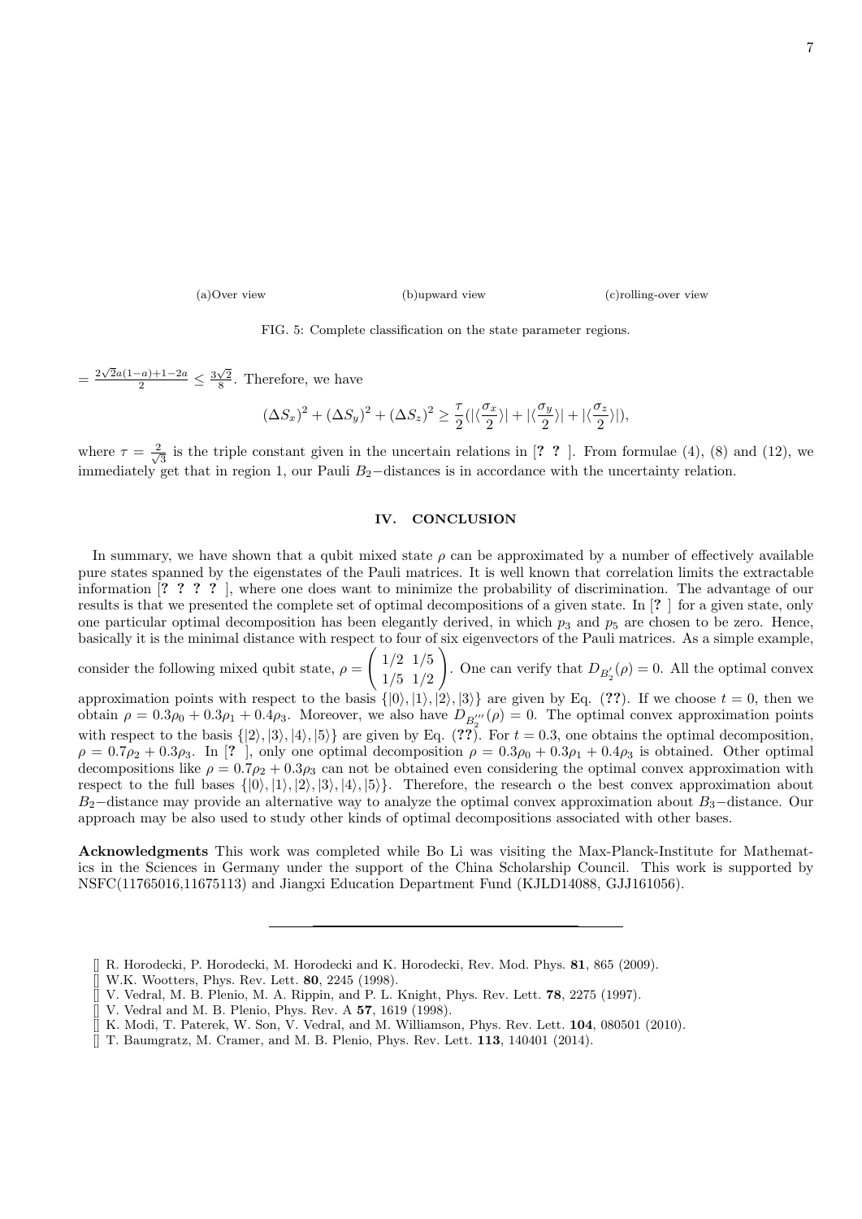(a)Over view (b)upward view (c)rolling-over view

FIG. 5: Complete classification on the state parameter regions.

$= \frac{2\sqrt{2}a(1-a)+1-2a}{2} \leq \frac{3\sqrt{2}}{8}$. Therefore, we have

$$(\Delta S_x)^2 + (\Delta S_y)^2 + (\Delta S_z)^2 \geq \frac{\tau}{2}(|\langle\frac{\sigma_x}{2}\rangle| + |\langle\frac{\sigma_y}{2}\rangle| + |\langle\frac{\sigma_z}{2}\rangle|),$$

where $\tau = \frac{2}{\sqrt{3}}$ is the triple constant given in the uncertain relations in [? ? ]. From formulae (4), (8) and (12), we immediately get that in region 1, our Pauli $B_2-$distances is in accordance with the uncertainty relation.

## IV. CONCLUSION

In summary, we have shown that a qubit mixed state $\rho$ can be approximated by a number of effectively available pure states spanned by the eigenstates of the Pauli matrices. It is well known that correlation limits the extractable information [? ? ? ? ], where one does want to minimize the probability of discrimination. The advantage of our results is that we presented the complete set of optimal decompositions of a given state. In [? ] for a given state, only one particular optimal decomposition has been elegantly derived, in which $p_3$ and $p_5$ are chosen to be zero. Hence, basically it is the minimal distance with respect to four of six eigenvectors of the Pauli matrices. As a simple example, consider the following mixed qubit state, $\rho = \begin{pmatrix} 1/2 & 1/5 \\ 1/5 & 1/2 \end{pmatrix}$. One can verify that $D_{B_2'}(\rho) = 0$. All the optimal convex approximation points with respect to the basis $\{|0\rangle, |1\rangle, |2\rangle, |3\rangle\}$ are given by Eq. (??). If we choose $t = 0$, then we obtain $\rho = 0.3\rho_0 + 0.3\rho_1 + 0.4\rho_3$. Moreover, we also have $D_{B_2'''}(\rho) = 0$. The optimal convex approximation points with respect to the basis $\{|2\rangle, |3\rangle, |4\rangle, |5\rangle\}$ are given by Eq. (??). For $t = 0.3$, one obtains the optimal decomposition, $\rho = 0.7\rho_2 + 0.3\rho_3$. In [? ], only one optimal decomposition $\rho = 0.3\rho_0 + 0.3\rho_1 + 0.4\rho_3$ is obtained. Other optimal decompositions like $\rho = 0.7\rho_2 + 0.3\rho_3$ can not be obtained even considering the optimal convex approximation with respect to the full bases $\{|0\rangle, |1\rangle, |2\rangle, |3\rangle, |4\rangle, |5\rangle\}$. Therefore, the research o the best convex approximation about $B_2-$distance may provide an alternative way to analyze the optimal convex approximation about $B_3-$distance. Our approach may be also used to study other kinds of optimal decompositions associated with other bases.

**Acknowledgments** This work was completed while Bo Li was visiting the Max-Planck-Institute for Mathematics in the Sciences in Germany under the support of the China Scholarship Council. This work is supported by NSFC(11765016,11675113) and Jiangxi Education Department Fund (KJLD14088, GJJ161056).

---

[] R. Horodecki, P. Horodecki, M. Horodecki and K. Horodecki, Rev. Mod. Phys. **81**, 865 (2009).
[] W.K. Wootters, Phys. Rev. Lett. **80**, 2245 (1998).
[] V. Vedral, M. B. Plenio, M. A. Rippin, and P. L. Knight, Phys. Rev. Lett. **78**, 2275 (1997).
[] V. Vedral and M. B. Plenio, Phys. Rev. A **57**, 1619 (1998).
[] K. Modi, T. Paterek, W. Son, V. Vedral, and M. Williamson, Phys. Rev. Lett. **104**, 080501 (2010).
[] T. Baumgratz, M. Cramer, and M. B. Plenio, Phys. Rev. Lett. **113**, 140401 (2014).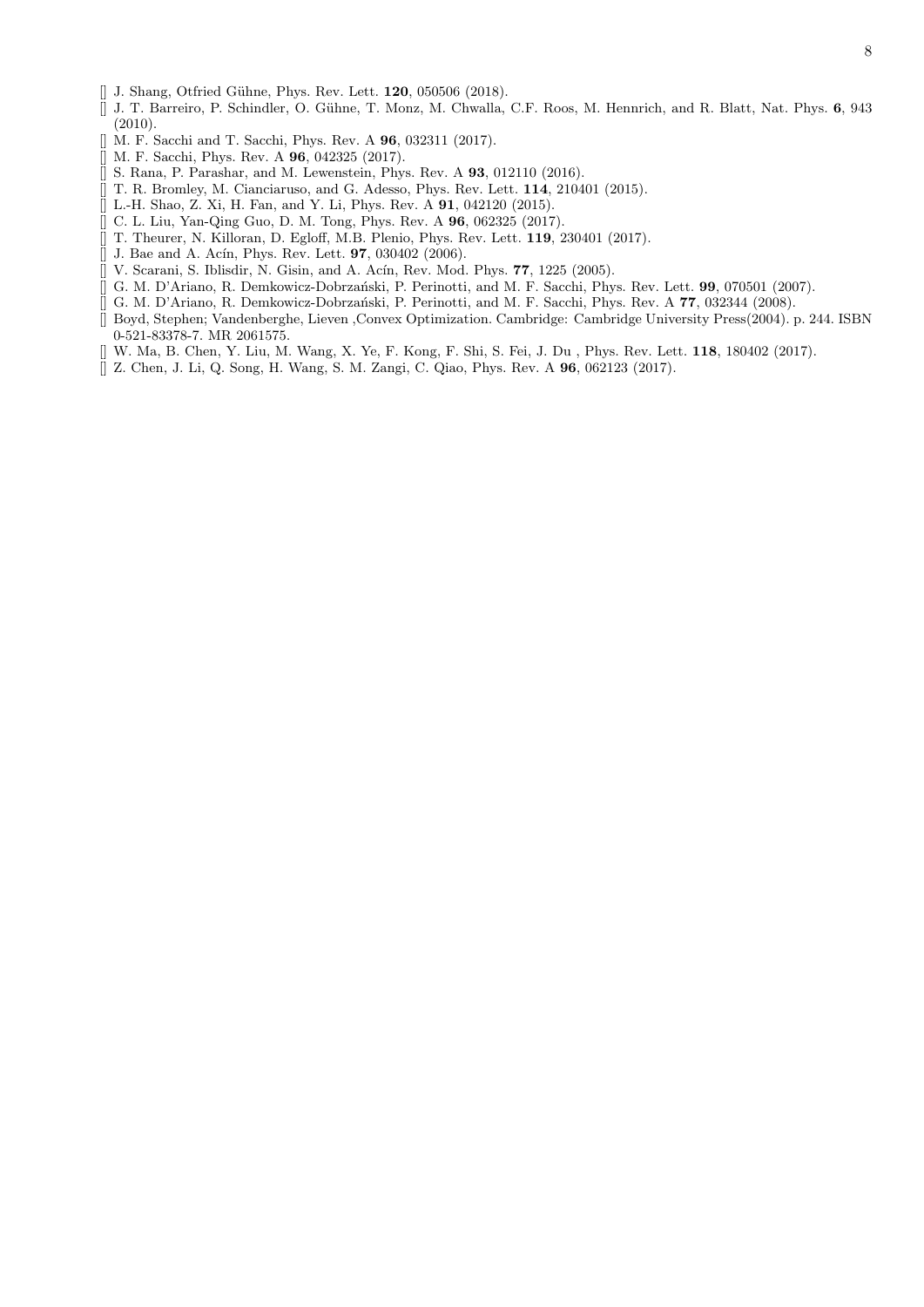[] J. Shang, Otfried Gühne, Phys. Rev. Lett. **120**, 050506 (2018).
[] J. T. Barreiro, P. Schindler, O. Gühne, T. Monz, M. Chwalla, C.F. Roos, M. Hennrich, and R. Blatt, Nat. Phys. **6**, 943 (2010).
[] M. F. Sacchi and T. Sacchi, Phys. Rev. A **96**, 032311 (2017).
[] M. F. Sacchi, Phys. Rev. A **96**, 042325 (2017).
[] S. Rana, P. Parashar, and M. Lewenstein, Phys. Rev. A **93**, 012110 (2016).
[] T. R. Bromley, M. Cianciaruso, and G. Adesso, Phys. Rev. Lett. **114**, 210401 (2015).
[] L.-H. Shao, Z. Xi, H. Fan, and Y. Li, Phys. Rev. A **91**, 042120 (2015).
[] C. L. Liu, Yan-Qing Guo, D. M. Tong, Phys. Rev. A **96**, 062325 (2017).
[] T. Theurer, N. Killoran, D. Egloff, M.B. Plenio, Phys. Rev. Lett. **119**, 230401 (2017).
[] J. Bae and A. Acín, Phys. Rev. Lett. **97**, 030402 (2006).
[] V. Scarani, S. Iblisdir, N. Gisin, and A. Acín, Rev. Mod. Phys. **77**, 1225 (2005).
[] G. M. D'Ariano, R. Demkowicz-Dobrzański, P. Perinotti, and M. F. Sacchi, Phys. Rev. Lett. **99**, 070501 (2007).
[] G. M. D'Ariano, R. Demkowicz-Dobrzański, P. Perinotti, and M. F. Sacchi, Phys. Rev. A **77**, 032344 (2008).
[] Boyd, Stephen; Vandenberghe, Lieven ,Convex Optimization. Cambridge: Cambridge University Press(2004). p. 244. ISBN 0-521-83378-7. MR 2061575.
[] W. Ma, B. Chen, Y. Liu, M. Wang, X. Ye, F. Kong, F. Shi, S. Fei, J. Du , Phys. Rev. Lett. **118**, 180402 (2017).
[] Z. Chen, J. Li, Q. Song, H. Wang, S. M. Zangi, C. Qiao, Phys. Rev. A **96**, 062123 (2017).